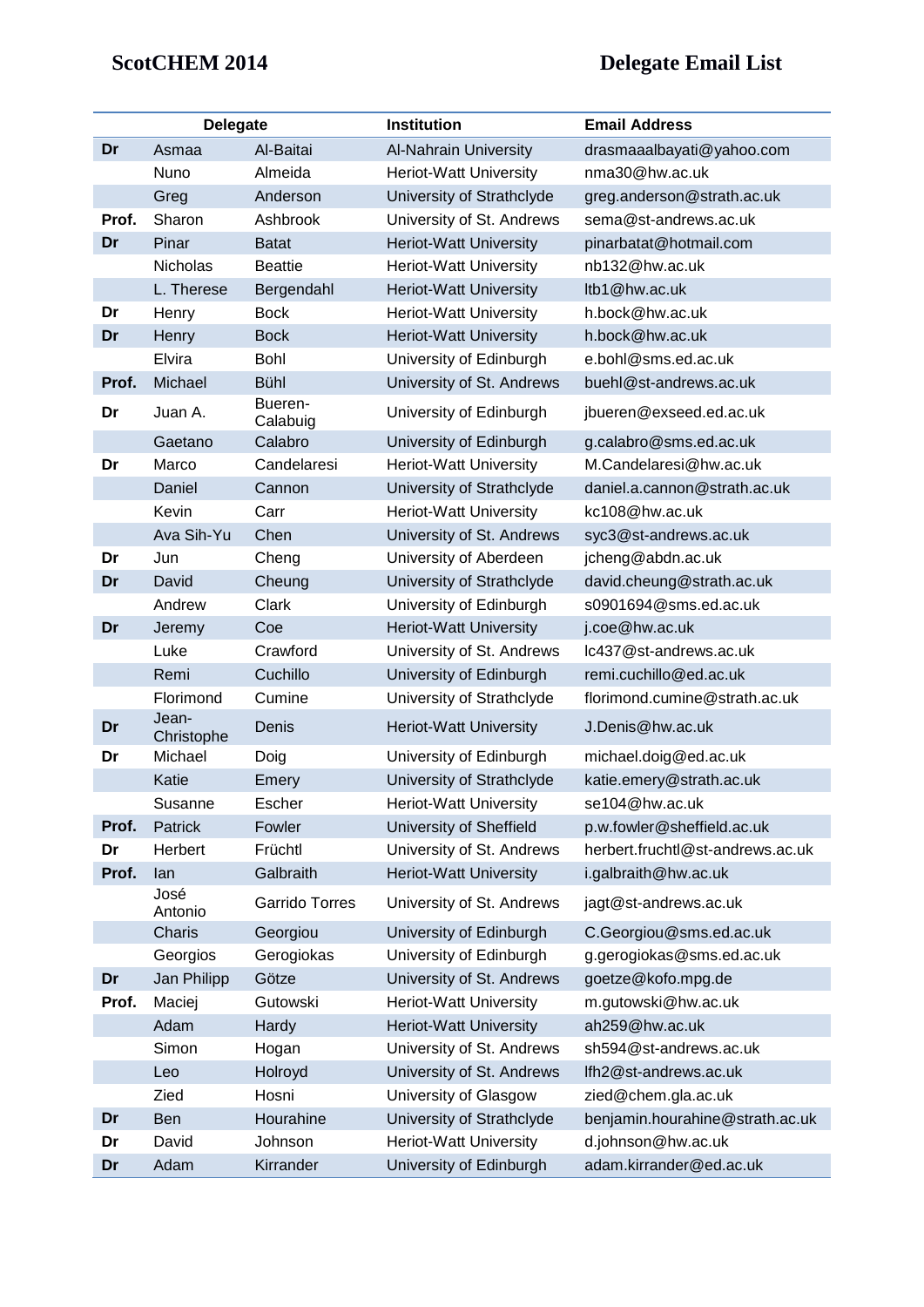# ScotCHEM 2014 Delegate Email List

| Delegate | | | Institution | Email Address |
|---|---|---|---|---|
| **Dr** | Asmaa | Al-Baitai | Al-Nahrain University | drasmaaalbayati@yahoo.com |
| | Nuno | Almeida | Heriot-Watt University | nma30@hw.ac.uk |
| | Greg | Anderson | University of Strathclyde | greg.anderson@strath.ac.uk |
| **Prof.** | Sharon | Ashbrook | University of St. Andrews | sema@st-andrews.ac.uk |
| **Dr** | Pinar | Batat | Heriot-Watt University | pinarbatat@hotmail.com |
| | Nicholas | Beattie | Heriot-Watt University | nb132@hw.ac.uk |
| | L. Therese | Bergendahl | Heriot-Watt University | ltb1@hw.ac.uk |
| **Dr** | Henry | Bock | Heriot-Watt University | h.bock@hw.ac.uk |
| **Dr** | Henry | Bock | Heriot-Watt University | h.bock@hw.ac.uk |
| | Elvira | Bohl | University of Edinburgh | e.bohl@sms.ed.ac.uk |
| **Prof.** | Michael | Bühl | University of St. Andrews | buehl@st-andrews.ac.uk |
| **Dr** | Juan A. | Bueren-Calabuig | University of Edinburgh | jbueren@exseed.ed.ac.uk |
| | Gaetano | Calabro | University of Edinburgh | g.calabro@sms.ed.ac.uk |
| **Dr** | Marco | Candelaresi | Heriot-Watt University | M.Candelaresi@hw.ac.uk |
| | Daniel | Cannon | University of Strathclyde | daniel.a.cannon@strath.ac.uk |
| | Kevin | Carr | Heriot-Watt University | kc108@hw.ac.uk |
| | Ava Sih-Yu | Chen | University of St. Andrews | syc3@st-andrews.ac.uk |
| **Dr** | Jun | Cheng | University of Aberdeen | jcheng@abdn.ac.uk |
| **Dr** | David | Cheung | University of Strathclyde | david.cheung@strath.ac.uk |
| | Andrew | Clark | University of Edinburgh | s0901694@sms.ed.ac.uk |
| **Dr** | Jeremy | Coe | Heriot-Watt University | j.coe@hw.ac.uk |
| | Luke | Crawford | University of St. Andrews | lc437@st-andrews.ac.uk |
| | Remi | Cuchillo | University of Edinburgh | remi.cuchillo@ed.ac.uk |
| | Florimond | Cumine | University of Strathclyde | florimond.cumine@strath.ac.uk |
| **Dr** | Jean-Christophe | Denis | Heriot-Watt University | J.Denis@hw.ac.uk |
| **Dr** | Michael | Doig | University of Edinburgh | michael.doig@ed.ac.uk |
| | Katie | Emery | University of Strathclyde | katie.emery@strath.ac.uk |
| | Susanne | Escher | Heriot-Watt University | se104@hw.ac.uk |
| **Prof.** | Patrick | Fowler | University of Sheffield | p.w.fowler@sheffield.ac.uk |
| **Dr** | Herbert | Früchtl | University of St. Andrews | herbert.fruchtl@st-andrews.ac.uk |
| **Prof.** | Ian | Galbraith | Heriot-Watt University | i.galbraith@hw.ac.uk |
| | José Antonio | Garrido Torres | University of St. Andrews | jagt@st-andrews.ac.uk |
| | Charis | Georgiou | University of Edinburgh | C.Georgiou@sms.ed.ac.uk |
| | Georgios | Gerogiokas | University of Edinburgh | g.gerogiokas@sms.ed.ac.uk |
| **Dr** | Jan Philipp | Götze | University of St. Andrews | goetze@kofo.mpg.de |
| **Prof.** | Maciej | Gutowski | Heriot-Watt University | m.gutowski@hw.ac.uk |
| | Adam | Hardy | Heriot-Watt University | ah259@hw.ac.uk |
| | Simon | Hogan | University of St. Andrews | sh594@st-andrews.ac.uk |
| | Leo | Holroyd | University of St. Andrews | lfh2@st-andrews.ac.uk |
| | Zied | Hosni | University of Glasgow | zied@chem.gla.ac.uk |
| **Dr** | Ben | Hourahine | University of Strathclyde | benjamin.hourahine@strath.ac.uk |
| **Dr** | David | Johnson | Heriot-Watt University | d.johnson@hw.ac.uk |
| **Dr** | Adam | Kirrander | University of Edinburgh | adam.kirrander@ed.ac.uk |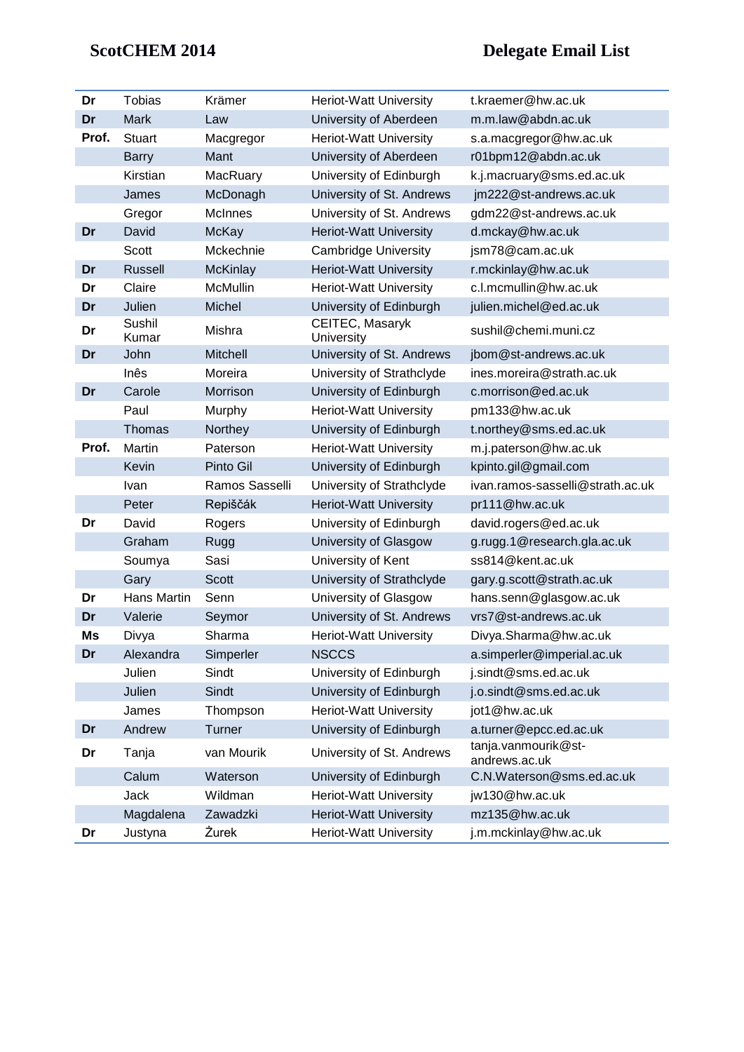| | | | | |
|---|---|---|---|---|
| **Dr** | Tobias | Krämer | Heriot-Watt University | t.kraemer@hw.ac.uk |
| **Dr** | Mark | Law | University of Aberdeen | m.m.law@abdn.ac.uk |
| **Prof.** | Stuart | Macgregor | Heriot-Watt University | s.a.macgregor@hw.ac.uk |
| | Barry | Mant | University of Aberdeen | r01bpm12@abdn.ac.uk |
| | Kirstian | MacRuary | University of Edinburgh | k.j.macruary@sms.ed.ac.uk |
| | James | McDonagh | University of St. Andrews | jm222@st-andrews.ac.uk |
| | Gregor | McInnes | University of St. Andrews | gdm22@st-andrews.ac.uk |
| **Dr** | David | McKay | Heriot-Watt University | d.mckay@hw.ac.uk |
| | Scott | Mckechnie | Cambridge University | jsm78@cam.ac.uk |
| **Dr** | Russell | McKinlay | Heriot-Watt University | r.mckinlay@hw.ac.uk |
| **Dr** | Claire | McMullin | Heriot-Watt University | c.l.mcmullin@hw.ac.uk |
| **Dr** | Julien | Michel | University of Edinburgh | julien.michel@ed.ac.uk |
| **Dr** | Sushil Kumar | Mishra | CEITEC, Masaryk University | sushil@chemi.muni.cz |
| **Dr** | John | Mitchell | University of St. Andrews | jbom@st-andrews.ac.uk |
| | Inês | Moreira | University of Strathclyde | ines.moreira@strath.ac.uk |
| **Dr** | Carole | Morrison | University of Edinburgh | c.morrison@ed.ac.uk |
| | Paul | Murphy | Heriot-Watt University | pm133@hw.ac.uk |
| | Thomas | Northey | University of Edinburgh | t.northey@sms.ed.ac.uk |
| **Prof.** | Martin | Paterson | Heriot-Watt University | m.j.paterson@hw.ac.uk |
| | Kevin | Pinto Gil | University of Edinburgh | kpinto.gil@gmail.com |
| | Ivan | Ramos Sasselli | University of Strathclyde | ivan.ramos-sasselli@strath.ac.uk |
| | Peter | Repiščák | Heriot-Watt University | pr111@hw.ac.uk |
| **Dr** | David | Rogers | University of Edinburgh | david.rogers@ed.ac.uk |
| | Graham | Rugg | University of Glasgow | g.rugg.1@research.gla.ac.uk |
| | Soumya | Sasi | University of Kent | ss814@kent.ac.uk |
| | Gary | Scott | University of Strathclyde | gary.g.scott@strath.ac.uk |
| **Dr** | Hans Martin | Senn | University of Glasgow | hans.senn@glasgow.ac.uk |
| **Dr** | Valerie | Seymor | University of St. Andrews | vrs7@st-andrews.ac.uk |
| **Ms** | Divya | Sharma | Heriot-Watt University | Divya.Sharma@hw.ac.uk |
| **Dr** | Alexandra | Simperler | NSCCS | a.simperler@imperial.ac.uk |
| | Julien | Sindt | University of Edinburgh | j.sindt@sms.ed.ac.uk |
| | Julien | Sindt | University of Edinburgh | j.o.sindt@sms.ed.ac.uk |
| | James | Thompson | Heriot-Watt University | jot1@hw.ac.uk |
| **Dr** | Andrew | Turner | University of Edinburgh | a.turner@epcc.ed.ac.uk |
| **Dr** | Tanja | van Mourik | University of St. Andrews | tanja.vanmourik@st-andrews.ac.uk |
| | Calum | Waterson | University of Edinburgh | C.N.Waterson@sms.ed.ac.uk |
| | Jack | Wildman | Heriot-Watt University | jw130@hw.ac.uk |
| | Magdalena | Zawadzki | Heriot-Watt University | mz135@hw.ac.uk |
| **Dr** | Justyna | Żurek | Heriot-Watt University | j.m.mckinlay@hw.ac.uk |